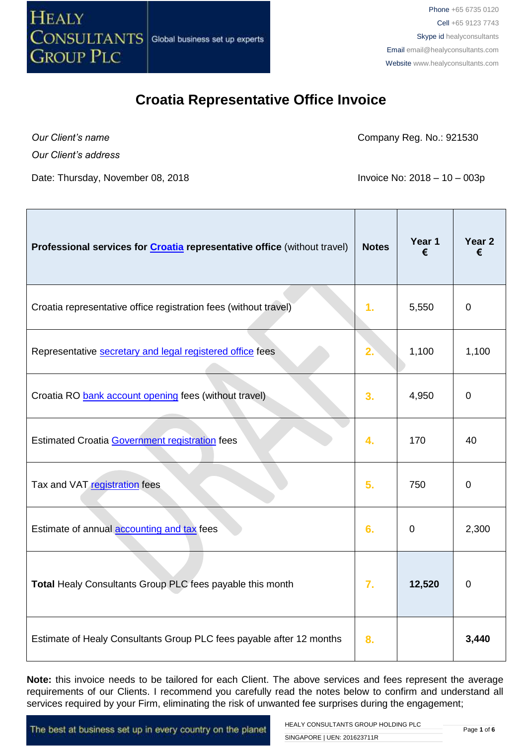Phone +65 6735 0120
Cell +65 9123 7743
Skype id healyconsultants
Email email@healyconsultants.com
Website www.healyconsultants.com

# Croatia Representative Office Invoice

*Our Client's name*

*Our Client's address*

Company Reg. No.: 921530

Date: Thursday, November 08, 2018

Invoice No: 2018 – 10 – 003p

| **Professional services for Croatia representative office** (without travel) | **Notes** | **Year 1 €** | **Year 2 €** |
|---|---|---|---|
| Croatia representative office registration fees (without travel) | 1. | 5,550 | 0 |
| Representative secretary and legal registered office fees | 2. | 1,100 | 1,100 |
| Croatia RO bank account opening fees (without travel) | 3. | 4,950 | 0 |
| Estimated Croatia Government registration fees | 4. | 170 | 40 |
| Tax and VAT registration fees | 5. | 750 | 0 |
| Estimate of annual accounting and tax fees | 6. | 0 | 2,300 |
| **Total** Healy Consultants Group PLC fees payable this month | 7. | **12,520** | 0 |
| Estimate of Healy Consultants Group PLC fees payable after 12 months | 8. | | **3,440** |

**Note:** this invoice needs to be tailored for each Client. The above services and fees represent the average requirements of our Clients. I recommend you carefully read the notes below to confirm and understand all services required by your Firm, eliminating the risk of unwanted fee surprises during the engagement;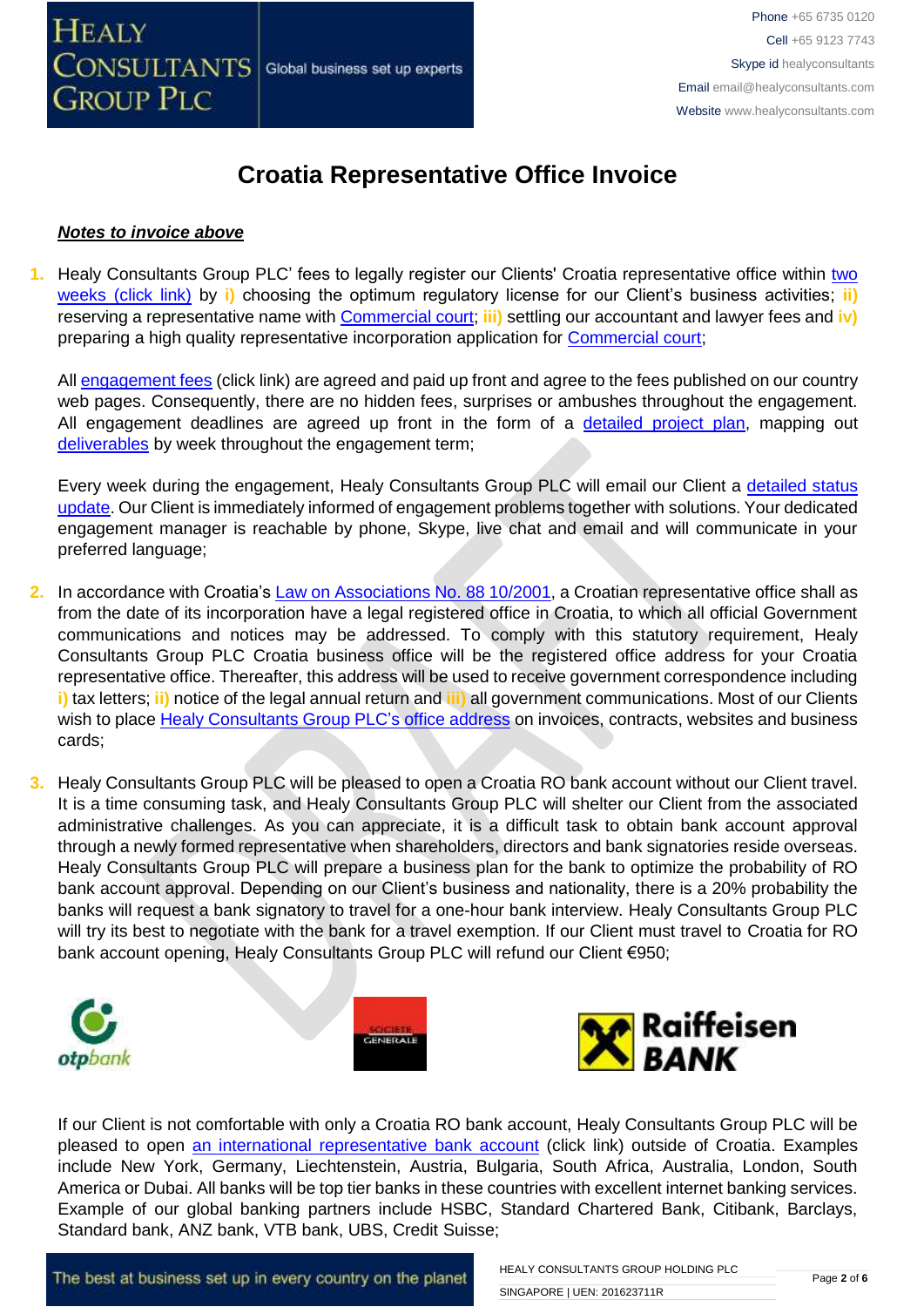# Croatia Representative Office Invoice

***Notes to invoice above***

1. Healy Consultants Group PLC' fees to legally register our Clients' Croatia representative office within two weeks (click link) by **i)** choosing the optimum regulatory license for our Client's business activities; **ii)** reserving a representative name with Commercial court; **iii)** settling our accountant and lawyer fees and **iv)** preparing a high quality representative incorporation application for Commercial court;

   All engagement fees (click link) are agreed and paid up front and agree to the fees published on our country web pages. Consequently, there are no hidden fees, surprises or ambushes throughout the engagement. All engagement deadlines are agreed up front in the form of a detailed project plan, mapping out deliverables by week throughout the engagement term;

   Every week during the engagement, Healy Consultants Group PLC will email our Client a detailed status update. Our Client is immediately informed of engagement problems together with solutions. Your dedicated engagement manager is reachable by phone, Skype, live chat and email and will communicate in your preferred language;

2. In accordance with Croatia's Law on Associations No. 88 10/2001, a Croatian representative office shall as from the date of its incorporation have a legal registered office in Croatia, to which all official Government communications and notices may be addressed. To comply with this statutory requirement, Healy Consultants Group PLC Croatia business office will be the registered office address for your Croatia representative office. Thereafter, this address will be used to receive government correspondence including **i)** tax letters; **ii)** notice of the legal annual return and **iii)** all government communications. Most of our Clients wish to place Healy Consultants Group PLC's office address on invoices, contracts, websites and business cards;

3. Healy Consultants Group PLC will be pleased to open a Croatia RO bank account without our Client travel. It is a time consuming task, and Healy Consultants Group PLC will shelter our Client from the associated administrative challenges. As you can appreciate, it is a difficult task to obtain bank account approval through a newly formed representative when shareholders, directors and bank signatories reside overseas. Healy Consultants Group PLC will prepare a business plan for the bank to optimize the probability of RO bank account approval. Depending on our Client's business and nationality, there is a 20% probability the banks will request a bank signatory to travel for a one-hour bank interview. Healy Consultants Group PLC will try its best to negotiate with the bank for a travel exemption. If our Client must travel to Croatia for RO bank account opening, Healy Consultants Group PLC will refund our Client €950;

   If our Client is not comfortable with only a Croatia RO bank account, Healy Consultants Group PLC will be pleased to open an international representative bank account (click link) outside of Croatia. Examples include New York, Germany, Liechtenstein, Austria, Bulgaria, South Africa, Australia, London, South America or Dubai. All banks will be top tier banks in these countries with excellent internet banking services. Example of our global banking partners include HSBC, Standard Chartered Bank, Citibank, Barclays, Standard bank, ANZ bank, VTB bank, UBS, Credit Suisse;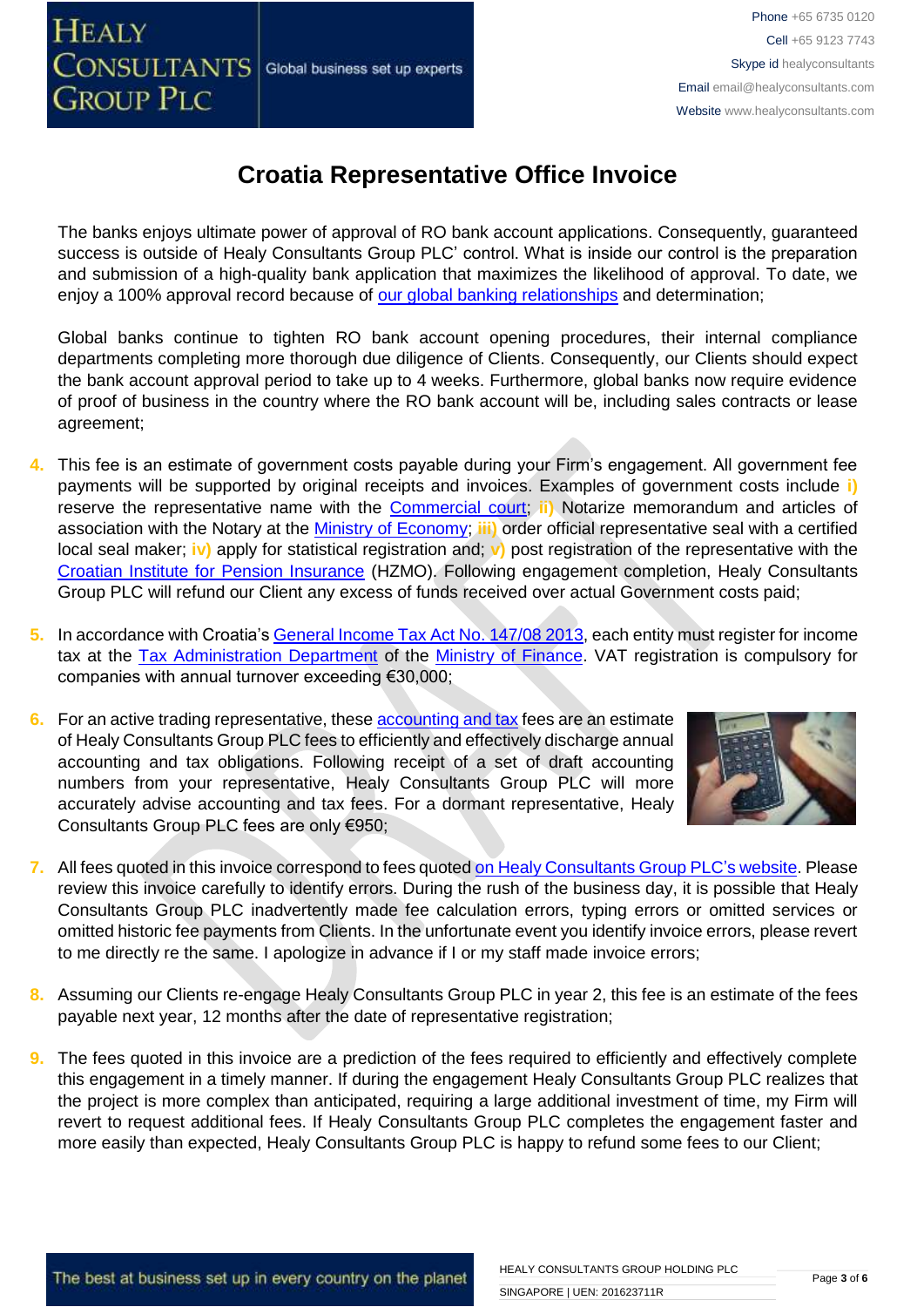# Croatia Representative Office Invoice

The banks enjoys ultimate power of approval of RO bank account applications. Consequently, guaranteed success is outside of Healy Consultants Group PLC' control. What is inside our control is the preparation and submission of a high-quality bank application that maximizes the likelihood of approval. To date, we enjoy a 100% approval record because of our global banking relationships and determination;

Global banks continue to tighten RO bank account opening procedures, their internal compliance departments completing more thorough due diligence of Clients. Consequently, our Clients should expect the bank account approval period to take up to 4 weeks. Furthermore, global banks now require evidence of proof of business in the country where the RO bank account will be, including sales contracts or lease agreement;

4. This fee is an estimate of government costs payable during your Firm's engagement. All government fee payments will be supported by original receipts and invoices. Examples of government costs include **i)** reserve the representative name with the Commercial court; **ii)** Notarize memorandum and articles of association with the Notary at the Ministry of Economy; **iii)** order official representative seal with a certified local seal maker; **iv)** apply for statistical registration and; **v)** post registration of the representative with the Croatian Institute for Pension Insurance (HZMO). Following engagement completion, Healy Consultants Group PLC will refund our Client any excess of funds received over actual Government costs paid;

5. In accordance with Croatia's General Income Tax Act No. 147/08 2013, each entity must register for income tax at the Tax Administration Department of the Ministry of Finance. VAT registration is compulsory for companies with annual turnover exceeding €30,000;

6. For an active trading representative, these accounting and tax fees are an estimate of Healy Consultants Group PLC fees to efficiently and effectively discharge annual accounting and tax obligations. Following receipt of a set of draft accounting numbers from your representative, Healy Consultants Group PLC will more accurately advise accounting and tax fees. For a dormant representative, Healy Consultants Group PLC fees are only €950;

7. All fees quoted in this invoice correspond to fees quoted on Healy Consultants Group PLC's website. Please review this invoice carefully to identify errors. During the rush of the business day, it is possible that Healy Consultants Group PLC inadvertently made fee calculation errors, typing errors or omitted services or omitted historic fee payments from Clients. In the unfortunate event you identify invoice errors, please revert to me directly re the same. I apologize in advance if I or my staff made invoice errors;

8. Assuming our Clients re-engage Healy Consultants Group PLC in year 2, this fee is an estimate of the fees payable next year, 12 months after the date of representative registration;

9. The fees quoted in this invoice are a prediction of the fees required to efficiently and effectively complete this engagement in a timely manner. If during the engagement Healy Consultants Group PLC realizes that the project is more complex than anticipated, requiring a large additional investment of time, my Firm will revert to request additional fees. If Healy Consultants Group PLC completes the engagement faster and more easily than expected, Healy Consultants Group PLC is happy to refund some fees to our Client;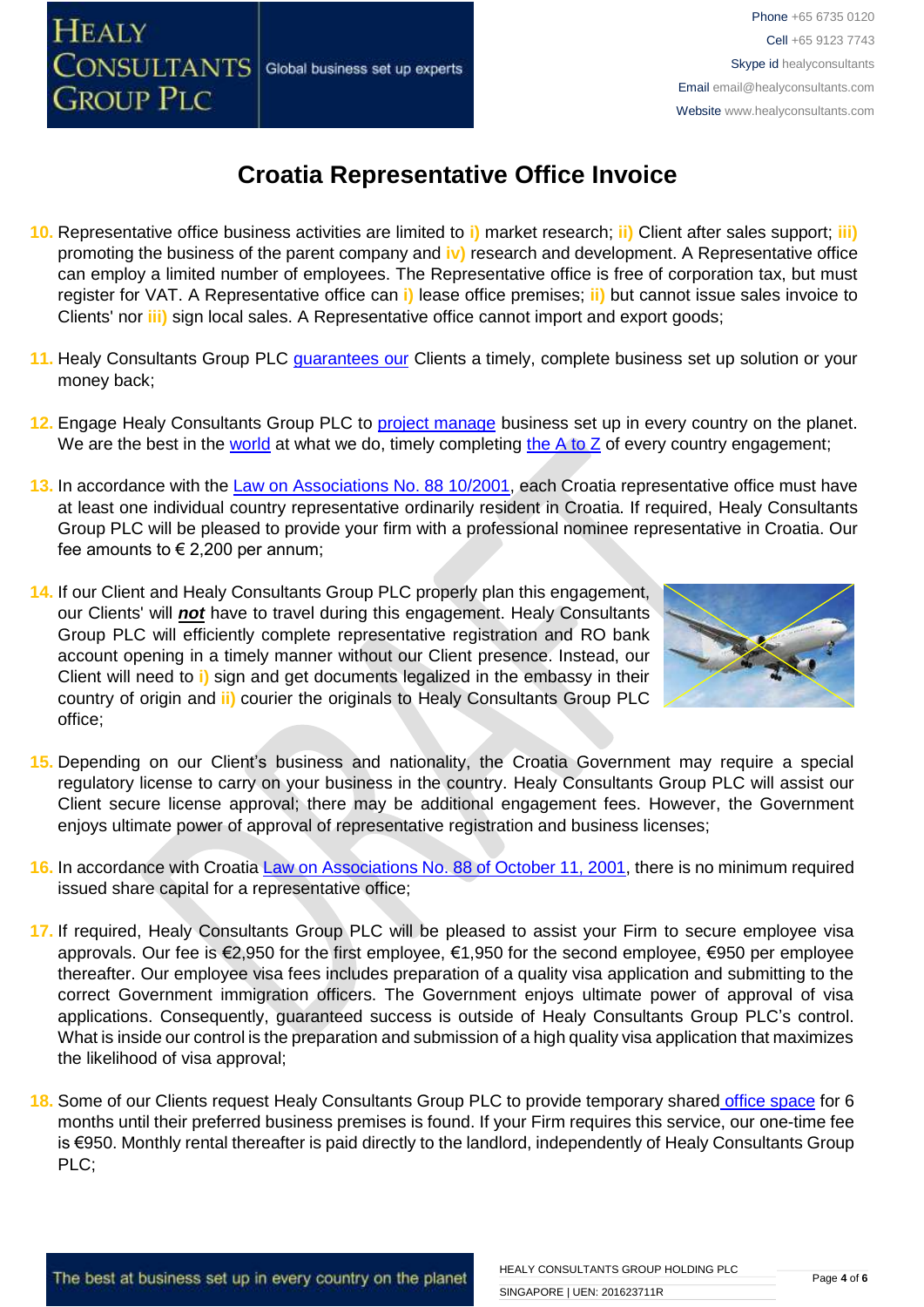# Croatia Representative Office Invoice

10. Representative office business activities are limited to i) market research; ii) Client after sales support; iii) promoting the business of the parent company and iv) research and development. A Representative office can employ a limited number of employees. The Representative office is free of corporation tax, but must register for VAT. A Representative office can i) lease office premises; ii) but cannot issue sales invoice to Clients' nor iii) sign local sales. A Representative office cannot import and export goods;

11. Healy Consultants Group PLC guarantees our Clients a timely, complete business set up solution or your money back;

12. Engage Healy Consultants Group PLC to project manage business set up in every country on the planet. We are the best in the world at what we do, timely completing the A to Z of every country engagement;

13. In accordance with the Law on Associations No. 88 10/2001, each Croatia representative office must have at least one individual country representative ordinarily resident in Croatia. If required, Healy Consultants Group PLC will be pleased to provide your firm with a professional nominee representative in Croatia. Our fee amounts to € 2,200 per annum;

14. If our Client and Healy Consultants Group PLC properly plan this engagement, our Clients' will ***not*** have to travel during this engagement. Healy Consultants Group PLC will efficiently complete representative registration and RO bank account opening in a timely manner without our Client presence. Instead, our Client will need to i) sign and get documents legalized in the embassy in their country of origin and ii) courier the originals to Healy Consultants Group PLC office;

15. Depending on our Client's business and nationality, the Croatia Government may require a special regulatory license to carry on your business in the country. Healy Consultants Group PLC will assist our Client secure license approval; there may be additional engagement fees. However, the Government enjoys ultimate power of approval of representative registration and business licenses;

16. In accordance with Croatia Law on Associations No. 88 of October 11, 2001, there is no minimum required issued share capital for a representative office;

17. If required, Healy Consultants Group PLC will be pleased to assist your Firm to secure employee visa approvals. Our fee is €2,950 for the first employee, €1,950 for the second employee, €950 per employee thereafter. Our employee visa fees includes preparation of a quality visa application and submitting to the correct Government immigration officers. The Government enjoys ultimate power of approval of visa applications. Consequently, guaranteed success is outside of Healy Consultants Group PLC's control. What is inside our control is the preparation and submission of a high quality visa application that maximizes the likelihood of visa approval;

18. Some of our Clients request Healy Consultants Group PLC to provide temporary shared office space for 6 months until their preferred business premises is found. If your Firm requires this service, our one-time fee is €950. Monthly rental thereafter is paid directly to the landlord, independently of Healy Consultants Group PLC;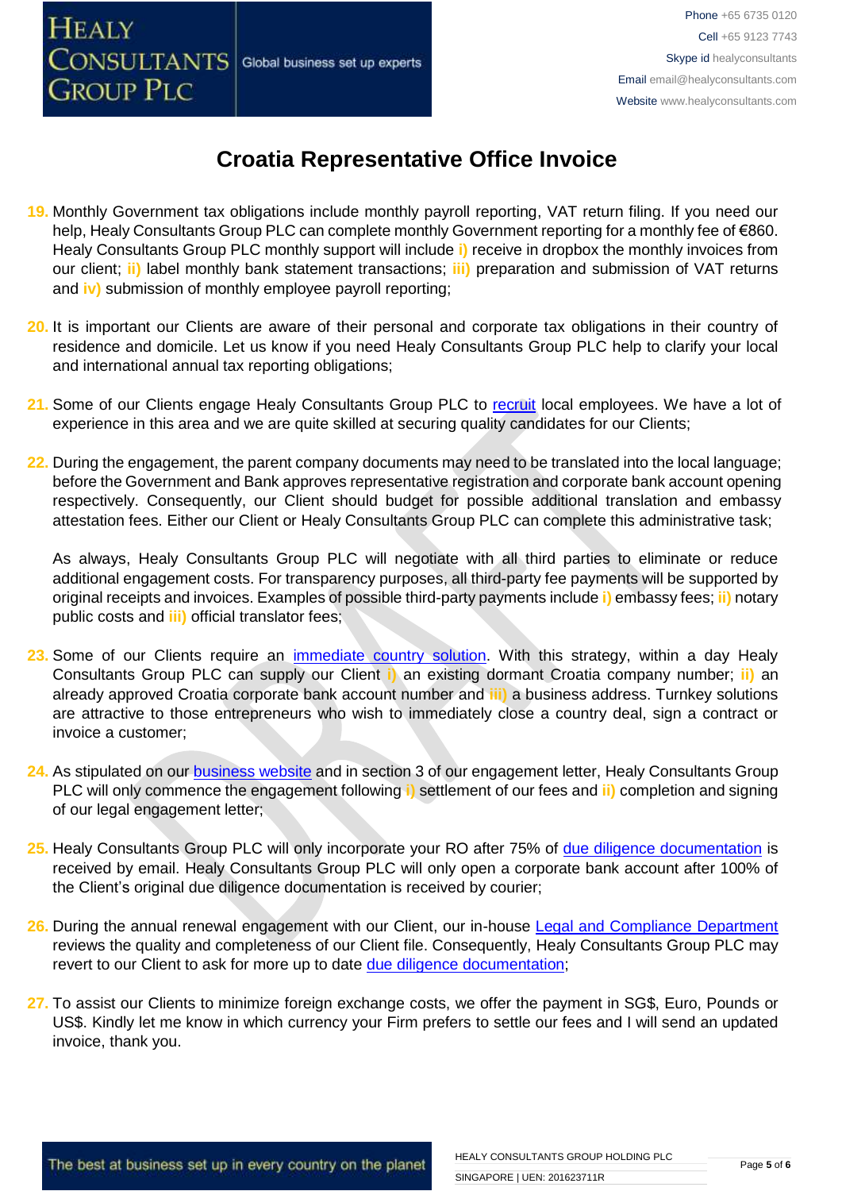# Croatia Representative Office Invoice

19. Monthly Government tax obligations include monthly payroll reporting, VAT return filing. If you need our help, Healy Consultants Group PLC can complete monthly Government reporting for a monthly fee of €860. Healy Consultants Group PLC monthly support will include **i)** receive in dropbox the monthly invoices from our client; **ii)** label monthly bank statement transactions; **iii)** preparation and submission of VAT returns and **iv)** submission of monthly employee payroll reporting;

20. It is important our Clients are aware of their personal and corporate tax obligations in their country of residence and domicile. Let us know if you need Healy Consultants Group PLC help to clarify your local and international annual tax reporting obligations;

21. Some of our Clients engage Healy Consultants Group PLC to recruit local employees. We have a lot of experience in this area and we are quite skilled at securing quality candidates for our Clients;

22. During the engagement, the parent company documents may need to be translated into the local language; before the Government and Bank approves representative registration and corporate bank account opening respectively. Consequently, our Client should budget for possible additional translation and embassy attestation fees. Either our Client or Healy Consultants Group PLC can complete this administrative task;

    As always, Healy Consultants Group PLC will negotiate with all third parties to eliminate or reduce additional engagement costs. For transparency purposes, all third-party fee payments will be supported by original receipts and invoices. Examples of possible third-party payments include **i)** embassy fees; **ii)** notary public costs and **iii)** official translator fees;

23. Some of our Clients require an immediate country solution. With this strategy, within a day Healy Consultants Group PLC can supply our Client **i)** an existing dormant Croatia company number; **ii)** an already approved Croatia corporate bank account number and **iii)** a business address. Turnkey solutions are attractive to those entrepreneurs who wish to immediately close a country deal, sign a contract or invoice a customer;

24. As stipulated on our business website and in section 3 of our engagement letter, Healy Consultants Group PLC will only commence the engagement following **i)** settlement of our fees and **ii)** completion and signing of our legal engagement letter;

25. Healy Consultants Group PLC will only incorporate your RO after 75% of due diligence documentation is received by email. Healy Consultants Group PLC will only open a corporate bank account after 100% of the Client's original due diligence documentation is received by courier;

26. During the annual renewal engagement with our Client, our in-house Legal and Compliance Department reviews the quality and completeness of our Client file. Consequently, Healy Consultants Group PLC may revert to our Client to ask for more up to date due diligence documentation;

27. To assist our Clients to minimize foreign exchange costs, we offer the payment in SG$, Euro, Pounds or US$. Kindly let me know in which currency your Firm prefers to settle our fees and I will send an updated invoice, thank you.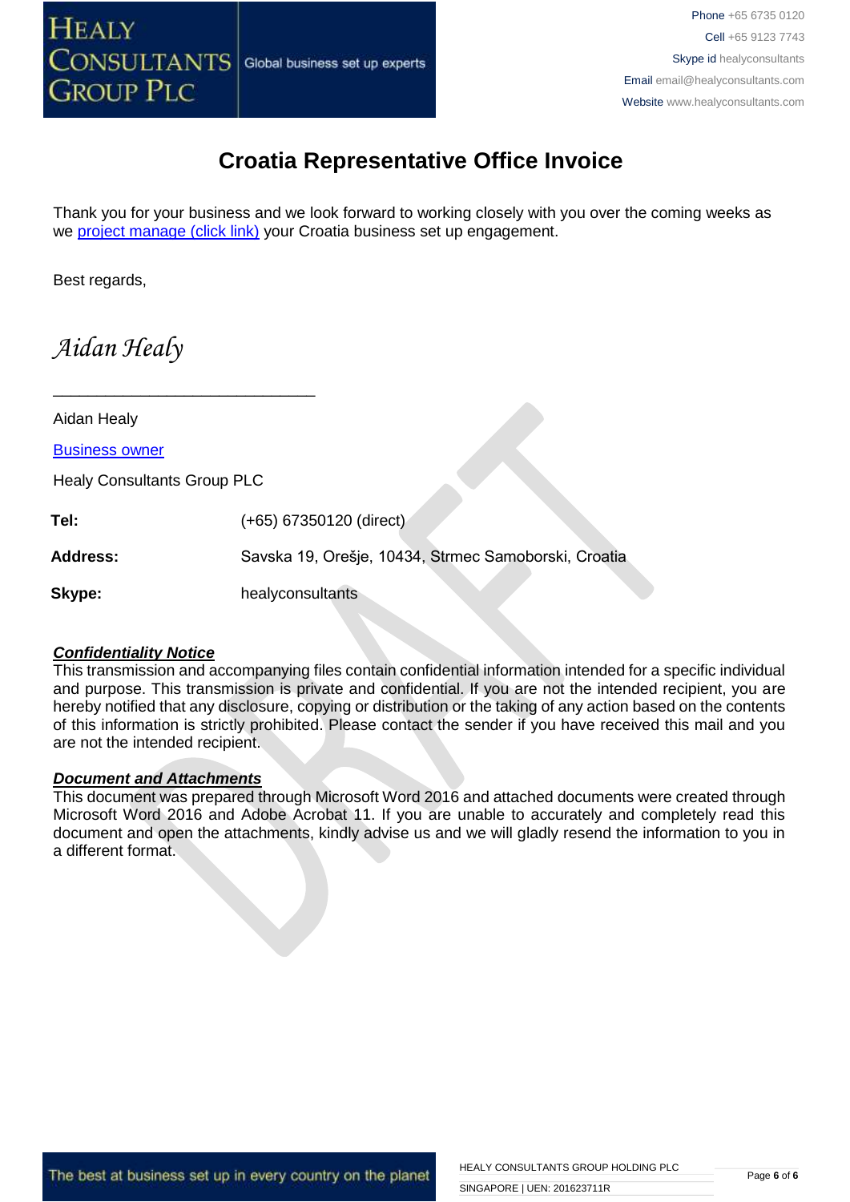# Croatia Representative Office Invoice

Thank you for your business and we look forward to working closely with you over the coming weeks as we project manage (click link) your Croatia business set up engagement.

Best regards,

*Aidan Healy*

______________________________

Aidan Healy

Business owner

Healy Consultants Group PLC

| | |
|---|---|
| **Tel:** | (+65) 67350120 (direct) |
| **Address:** | Savska 19, Orešje, 10434, Strmec Samoborski, Croatia |
| **Skype:** | healyconsultants |

***Confidentiality Notice***

This transmission and accompanying files contain confidential information intended for a specific individual and purpose. This transmission is private and confidential. If you are not the intended recipient, you are hereby notified that any disclosure, copying or distribution or the taking of any action based on the contents of this information is strictly prohibited. Please contact the sender if you have received this mail and you are not the intended recipient.

***Document and Attachments***

This document was prepared through Microsoft Word 2016 and attached documents were created through Microsoft Word 2016 and Adobe Acrobat 11. If you are unable to accurately and completely read this document and open the attachments, kindly advise us and we will gladly resend the information to you in a different format.